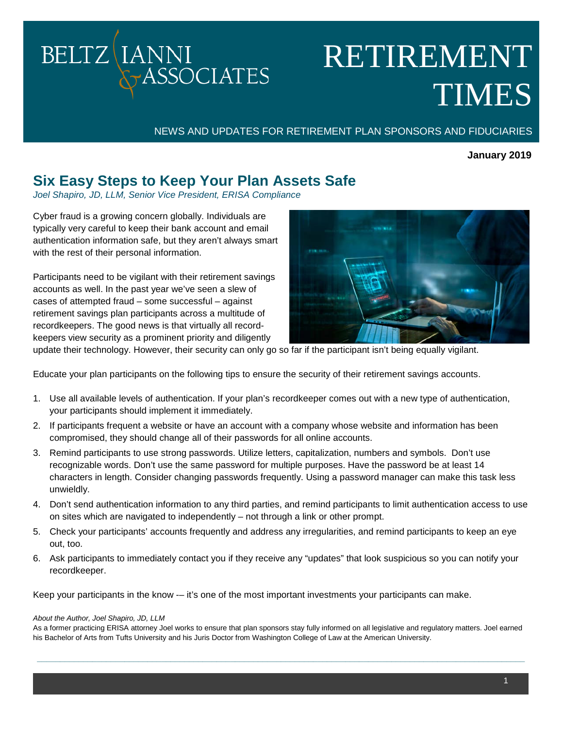BELTZ IANNI & ASSOCIATES

# RETIREMENT TIMES

NEWS AND UPDATES FOR RETIREMENT PLAN SPONSORS AND FIDUCIARIES

**January 2019**

## Six Easy Steps to Keep Your Plan Assets Safe

*Joel Shapiro, JD, LLM, Senior Vice President, ERISA Compliance*

Cyber fraud is a growing concern globally. Individuals are typically very careful to keep their bank account and email authentication information safe, but they aren't always smart with the rest of their personal information.

Participants need to be vigilant with their retirement savings accounts as well. In the past year we've seen a slew of cases of attempted fraud – some successful – against retirement savings plan participants across a multitude of recordkeepers. The good news is that virtually all record-keepers view security as a prominent priority and diligently update their technology. However, their security can only go so far if the participant isn't being equally vigilant.

Educate your plan participants on the following tips to ensure the security of their retirement savings accounts.

1. Use all available levels of authentication. If your plan's recordkeeper comes out with a new type of authentication, your participants should implement it immediately.
2. If participants frequent a website or have an account with a company whose website and information has been compromised, they should change all of their passwords for all online accounts.
3. Remind participants to use strong passwords. Utilize letters, capitalization, numbers and symbols. Don't use recognizable words. Don't use the same password for multiple purposes. Have the password be at least 14 characters in length. Consider changing passwords frequently. Using a password manager can make this task less unwieldly.
4. Don't send authentication information to any third parties, and remind participants to limit authentication access to use on sites which are navigated to independently – not through a link or other prompt.
5. Check your participants' accounts frequently and address any irregularities, and remind participants to keep an eye out, too.
6. Ask participants to immediately contact you if they receive any "updates" that look suspicious so you can notify your recordkeeper.

Keep your participants in the know -– it's one of the most important investments your participants can make.

*About the Author, Joel Shapiro, JD, LLM*

As a former practicing ERISA attorney Joel works to ensure that plan sponsors stay fully informed on all legislative and regulatory matters. Joel earned his Bachelor of Arts from Tufts University and his Juris Doctor from Washington College of Law at the American University.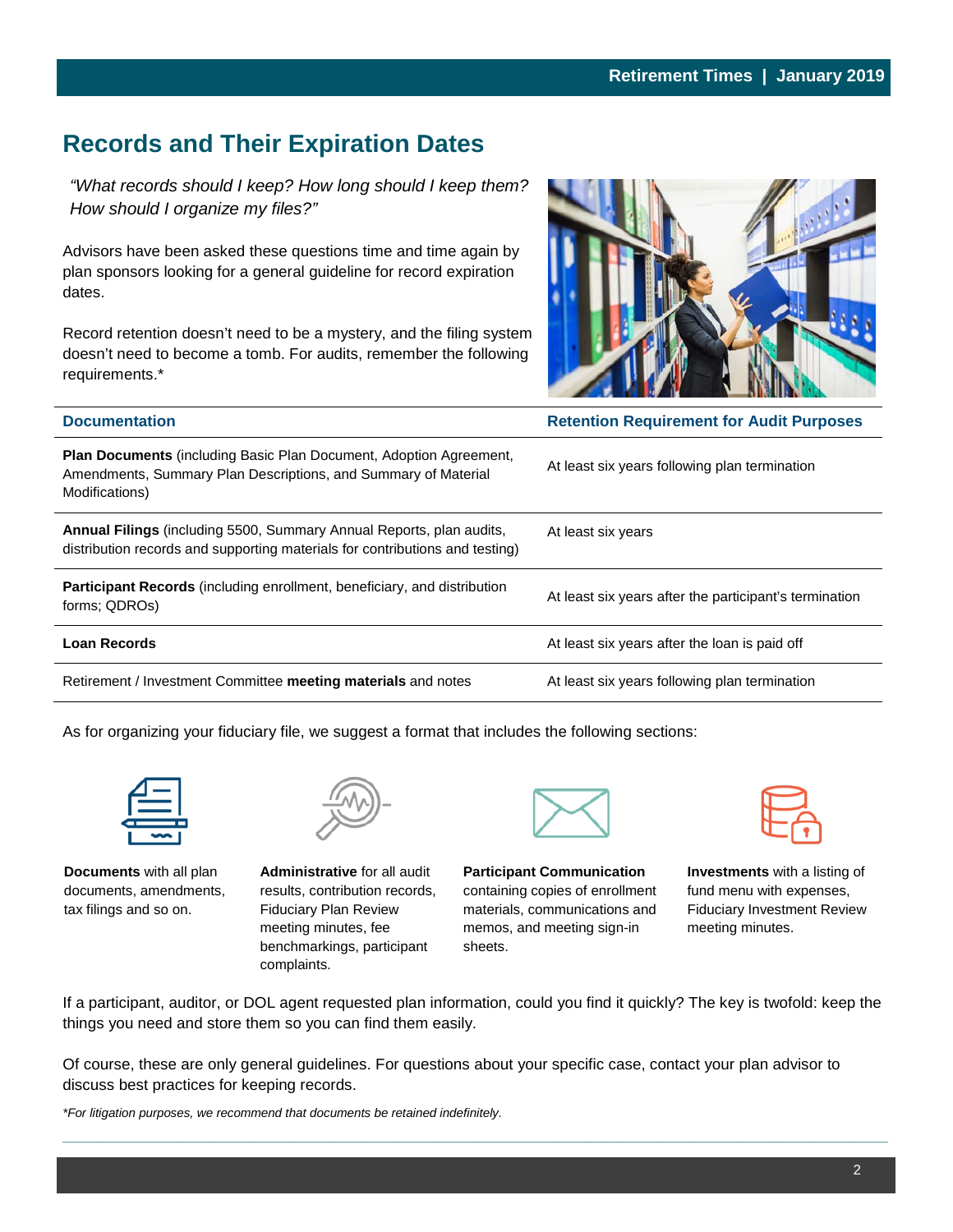## Records and Their Expiration Dates

*"What records should I keep? How long should I keep them? How should I organize my files?"*

Advisors have been asked these questions time and time again by plan sponsors looking for a general guideline for record expiration dates.

Record retention doesn't need to be a mystery, and the filing system doesn't need to become a tomb. For audits, remember the following requirements.*

| Documentation | Retention Requirement for Audit Purposes |
|---|---|
| **Plan Documents** (including Basic Plan Document, Adoption Agreement, Amendments, Summary Plan Descriptions, and Summary of Material Modifications) | At least six years following plan termination |
| **Annual Filings** (including 5500, Summary Annual Reports, plan audits, distribution records and supporting materials for contributions and testing) | At least six years |
| **Participant Records** (including enrollment, beneficiary, and distribution forms; QDROs) | At least six years after the participant's termination |
| **Loan Records** | At least six years after the loan is paid off |
| Retirement / Investment Committee **meeting materials** and notes | At least six years following plan termination |

As for organizing your fiduciary file, we suggest a format that includes the following sections:

**Documents** with all plan documents, amendments, tax filings and so on.

**Administrative** for all audit results, contribution records, Fiduciary Plan Review meeting minutes, fee benchmarkings, participant complaints.

**Participant Communication** containing copies of enrollment materials, communications and memos, and meeting sign-in sheets.

**Investments** with a listing of fund menu with expenses, Fiduciary Investment Review meeting minutes.

If a participant, auditor, or DOL agent requested plan information, could you find it quickly? The key is twofold: keep the things you need and store them so you can find them easily.

Of course, these are only general guidelines. For questions about your specific case, contact your plan advisor to discuss best practices for keeping records.

*\*For litigation purposes, we recommend that documents be retained indefinitely.*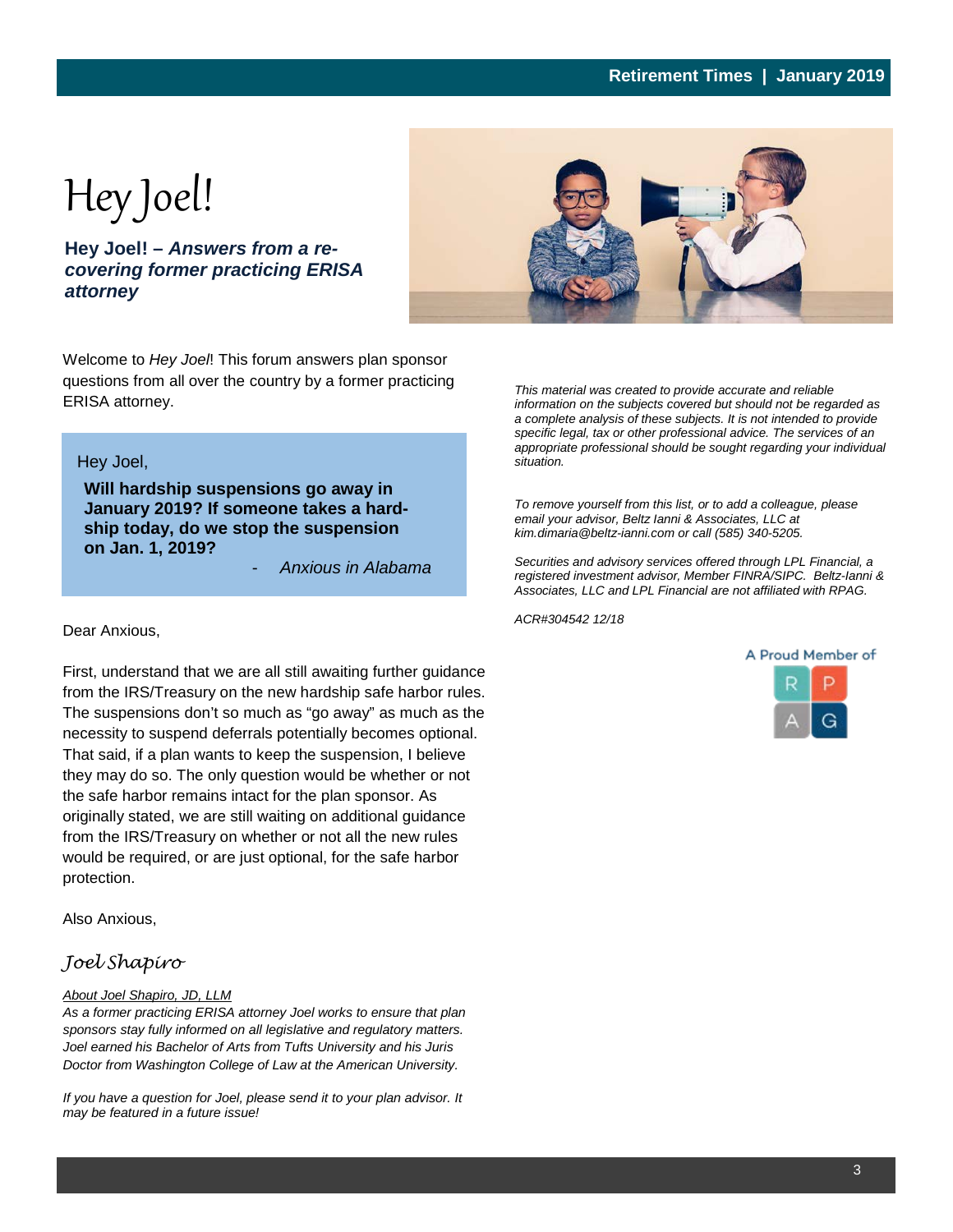# Hey Joel!

**Hey Joel! – *Answers from a recovering former practicing ERISA attorney***

Welcome to *Hey Joel*! This forum answers plan sponsor questions from all over the country by a former practicing ERISA attorney.

> Hey Joel,
>
> **Will hardship suspensions go away in January 2019? If someone takes a hardship today, do we stop the suspension on Jan. 1, 2019?**
>
> - *Anxious in Alabama*

Dear Anxious,

First, understand that we are all still awaiting further guidance from the IRS/Treasury on the new hardship safe harbor rules. The suspensions don't so much as "go away" as much as the necessity to suspend deferrals potentially becomes optional. That said, if a plan wants to keep the suspension, I believe they may do so. The only question would be whether or not the safe harbor remains intact for the plan sponsor. As originally stated, we are still waiting on additional guidance from the IRS/Treasury on whether or not all the new rules would be required, or are just optional, for the safe harbor protection.

Also Anxious,

*Joel Shapiro*

*About Joel Shapiro, JD, LLM*
*As a former practicing ERISA attorney Joel works to ensure that plan sponsors stay fully informed on all legislative and regulatory matters. Joel earned his Bachelor of Arts from Tufts University and his Juris Doctor from Washington College of Law at the American University.*

*If you have a question for Joel, please send it to your plan advisor. It may be featured in a future issue!*

*This material was created to provide accurate and reliable information on the subjects covered but should not be regarded as a complete analysis of these subjects. It is not intended to provide specific legal, tax or other professional advice. The services of an appropriate professional should be sought regarding your individual situation.*

*To remove yourself from this list, or to add a colleague, please email your advisor, Beltz Ianni & Associates, LLC at kim.dimaria@beltz-ianni.com or call (585) 340-5205.*

*Securities and advisory services offered through LPL Financial, a registered investment advisor, Member FINRA/SIPC. Beltz-Ianni & Associates, LLC and LPL Financial are not affiliated with RPAG.*

*ACR#304542 12/18*

A Proud Member of RPAG